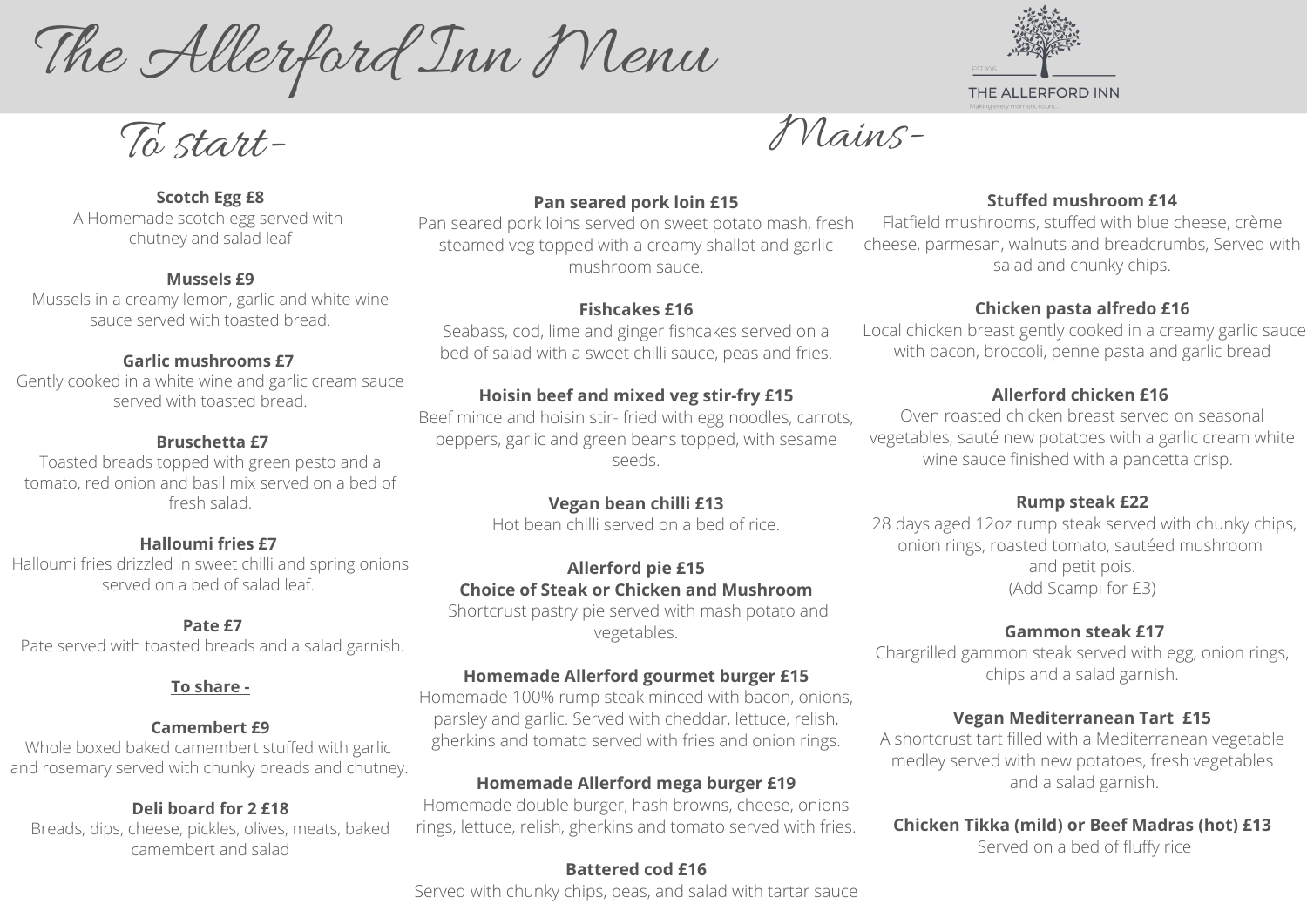# The Allerford Inn Menu

THE ALLERFORD INN

EST 2015

Making every moment count...

## To start-

**Scotch Egg £8**
A Homemade scotch egg served with chutney and salad leaf

**Mussels £9**
Mussels in a creamy lemon, garlic and white wine sauce served with toasted bread.

**Garlic mushrooms £7**
Gently cooked in a white wine and garlic cream sauce served with toasted bread.

**Bruschetta £7**
Toasted breads topped with green pesto and a tomato, red onion and basil mix served on a bed of fresh salad.

**Halloumi fries £7**
Halloumi fries drizzled in sweet chilli and spring onions served on a bed of salad leaf.

**Pate £7**
Pate served with toasted breads and a salad garnish.

### To share -

**Camembert £9**
Whole boxed baked camembert stuffed with garlic and rosemary served with chunky breads and chutney.

**Deli board for 2 £18**
Breads, dips, cheese, pickles, olives, meats, baked camembert and salad

## Mains-

**Pan seared pork loin £15**
Pan seared pork loins served on sweet potato mash, fresh steamed veg topped with a creamy shallot and garlic mushroom sauce.

**Fishcakes £16**
Seabass, cod, lime and ginger fishcakes served on a bed of salad with a sweet chilli sauce, peas and fries.

**Hoisin beef and mixed veg stir-fry £15**
Beef mince and hoisin stir- fried with egg noodles, carrots, peppers, garlic and green beans topped, with sesame seeds.

**Vegan bean chilli £13**
Hot bean chilli served on a bed of rice.

**Allerford pie £15**
**Choice of Steak or Chicken and Mushroom**
Shortcrust pastry pie served with mash potato and vegetables.

**Homemade Allerford gourmet burger £15**
Homemade 100% rump steak minced with bacon, onions, parsley and garlic. Served with cheddar, lettuce, relish, gherkins and tomato served with fries and onion rings.

**Homemade Allerford mega burger £19**
Homemade double burger, hash browns, cheese, onions rings, lettuce, relish, gherkins and tomato served with fries.

**Battered cod £16**
Served with chunky chips, peas, and salad with tartar sauce

**Stuffed mushroom £14**
Flatfield mushrooms, stuffed with blue cheese, crème cheese, parmesan, walnuts and breadcrumbs, Served with salad and chunky chips.

**Chicken pasta alfredo £16**
Local chicken breast gently cooked in a creamy garlic sauce with bacon, broccoli, penne pasta and garlic bread

**Allerford chicken £16**
Oven roasted chicken breast served on seasonal vegetables, sauté new potatoes with a garlic cream white wine sauce finished with a pancetta crisp.

**Rump steak £22**
28 days aged 12oz rump steak served with chunky chips, onion rings, roasted tomato, sautéed mushroom and petit pois.
(Add Scampi for £3)

**Gammon steak £17**
Chargrilled gammon steak served with egg, onion rings, chips and a salad garnish.

**Vegan Mediterranean Tart £15**
A shortcrust tart filled with a Mediterranean vegetable medley served with new potatoes, fresh vegetables and a salad garnish.

**Chicken Tikka (mild) or Beef Madras (hot) £13**
Served on a bed of fluffy rice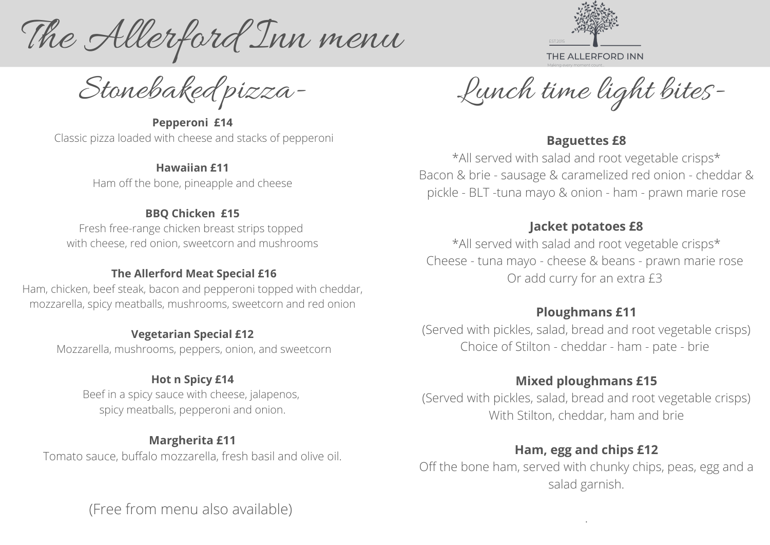# The Allerford Inn menu

THE ALLERFORD INN

EST 2015

Making every moment count...

## Stonebaked pizza-

**Pepperoni £14**
Classic pizza loaded with cheese and stacks of pepperoni

**Hawaiian £11**
Ham off the bone, pineapple and cheese

**BBQ Chicken £15**
Fresh free-range chicken breast strips topped with cheese, red onion, sweetcorn and mushrooms

**The Allerford Meat Special £16**
Ham, chicken, beef steak, bacon and pepperoni topped with cheddar, mozzarella, spicy meatballs, mushrooms, sweetcorn and red onion

**Vegetarian Special £12**
Mozzarella, mushrooms, peppers, onion, and sweetcorn

**Hot n Spicy £14**
Beef in a spicy sauce with cheese, jalapenos, spicy meatballs, pepperoni and onion.

**Margherita £11**
Tomato sauce, buffalo mozzarella, fresh basil and olive oil.

(Free from menu also available)

## Lunch time light bites-

**Baguettes £8**
*All served with salad and root vegetable crisps*
Bacon & brie - sausage & caramelized red onion - cheddar & pickle - BLT -tuna mayo & onion - ham - prawn marie rose

**Jacket potatoes £8**
*All served with salad and root vegetable crisps*
Cheese - tuna mayo - cheese & beans - prawn marie rose
Or add curry for an extra £3

**Ploughmans £11**
(Served with pickles, salad, bread and root vegetable crisps)
Choice of Stilton - cheddar - ham - pate - brie

**Mixed ploughmans £15**
(Served with pickles, salad, bread and root vegetable crisps)
With Stilton, cheddar, ham and brie

**Ham, egg and chips £12**
Off the bone ham, served with chunky chips, peas, egg and a salad garnish.